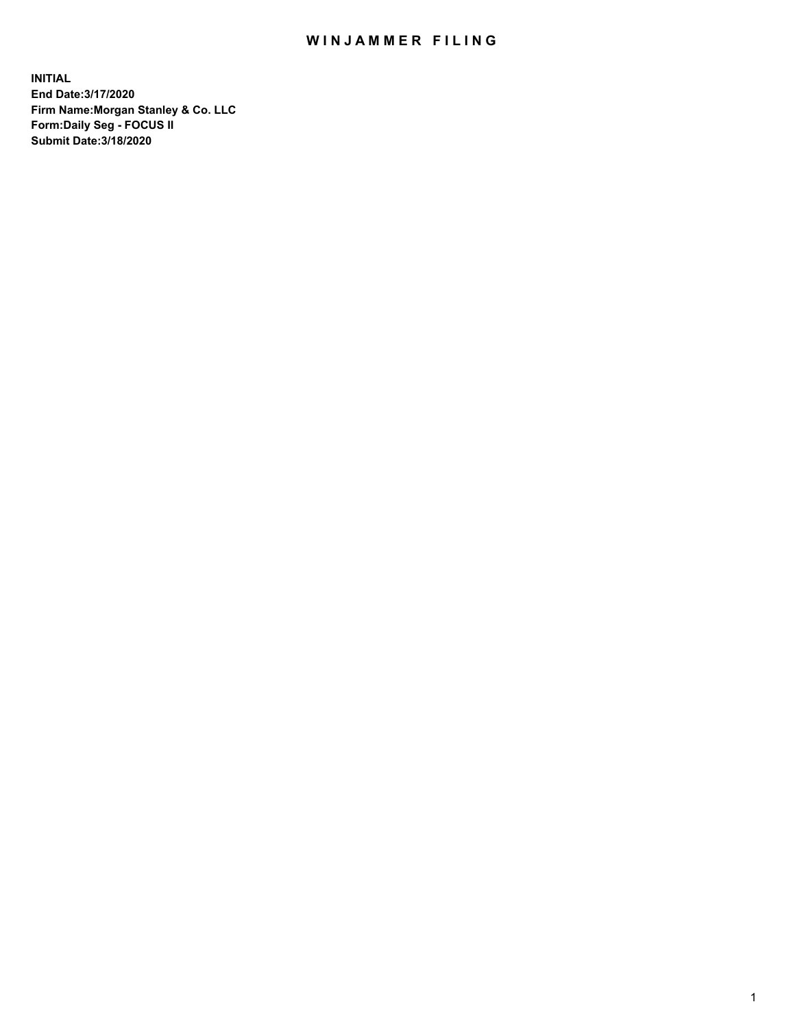# WINJAMMER FILING

**INITIAL**
**End Date:3/17/2020**
**Firm Name:Morgan Stanley & Co. LLC**
**Form:Daily Seg - FOCUS II**
**Submit Date:3/18/2020**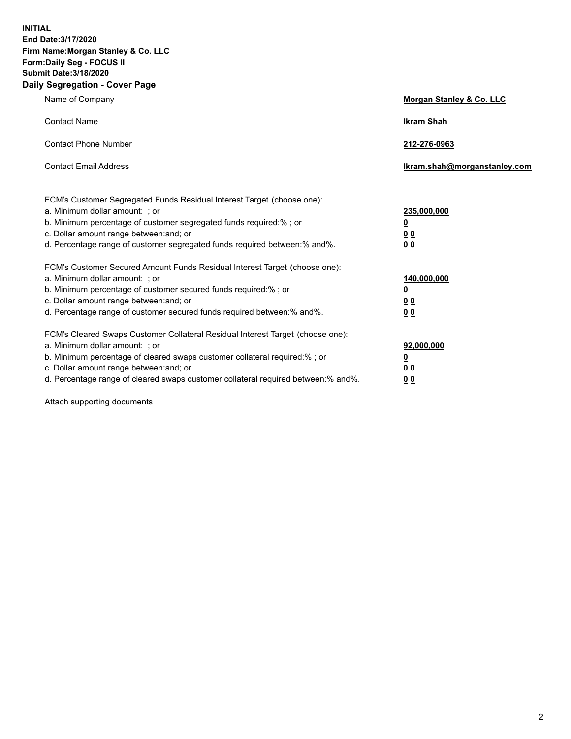**INITIAL**
**End Date:3/17/2020**
**Firm Name:Morgan Stanley & Co. LLC**
**Form:Daily Seg - FOCUS II**
**Submit Date:3/18/2020**
**Daily Segregation - Cover Page**

| | |
|---|---|
| Name of Company | **Morgan Stanley & Co. LLC** |
| Contact Name | **Ikram Shah** |
| Contact Phone Number | **212-276-0963** |
| Contact Email Address | **Ikram.shah@morganstanley.com** |

FCM's Customer Segregated Funds Residual Interest Target (choose one):

| | |
|---|---|
| a. Minimum dollar amount: ; or | **235,000,000** |
| b. Minimum percentage of customer segregated funds required:% ; or | **0** |
| c. Dollar amount range between:and; or | **0 0** |
| d. Percentage range of customer segregated funds required between:% and%. | **0 0** |

FCM's Customer Secured Amount Funds Residual Interest Target (choose one):

| | |
|---|---|
| a. Minimum dollar amount: ; or | **140,000,000** |
| b. Minimum percentage of customer secured funds required:% ; or | **0** |
| c. Dollar amount range between:and; or | **0 0** |
| d. Percentage range of customer secured funds required between:% and%. | **0 0** |

FCM's Cleared Swaps Customer Collateral Residual Interest Target (choose one):

| | |
|---|---|
| a. Minimum dollar amount: ; or | **92,000,000** |
| b. Minimum percentage of cleared swaps customer collateral required:% ; or | **0** |
| c. Dollar amount range between:and; or | **0 0** |
| d. Percentage range of cleared swaps customer collateral required between:% and%. | **0 0** |

Attach supporting documents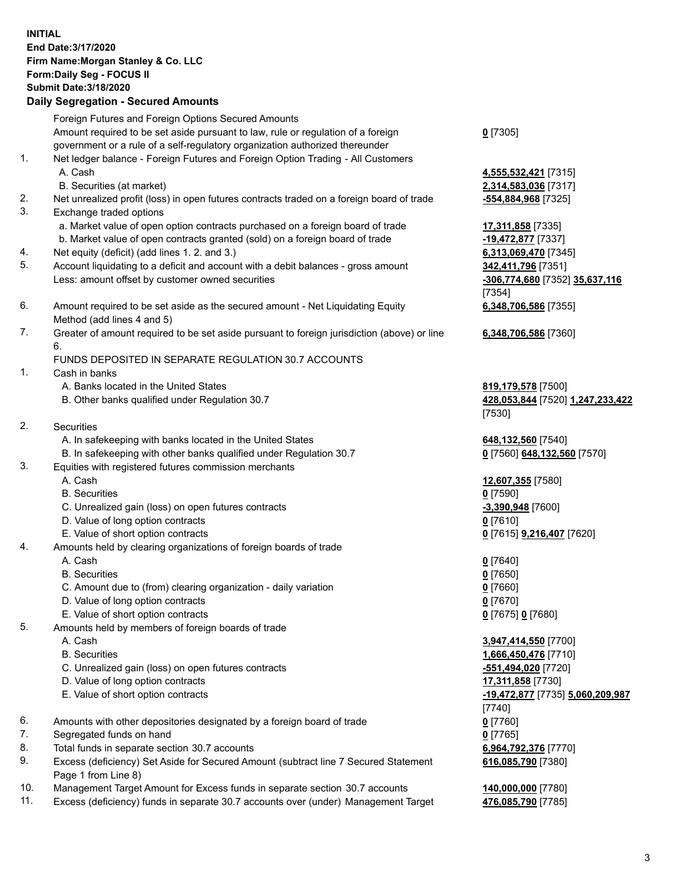**INITIAL**
**End Date:3/17/2020**
**Firm Name:Morgan Stanley & Co. LLC**
**Form:Daily Seg - FOCUS II**
**Submit Date:3/18/2020**

**Daily Segregation - Secured Amounts**

| | | |
|---|---|---|
| | Foreign Futures and Foreign Options Secured Amounts | |
| | Amount required to be set aside pursuant to law, rule or regulation of a foreign government or a rule of a self-regulatory organization authorized thereunder | **0** [7305] |
| 1. | Net ledger balance - Foreign Futures and Foreign Option Trading - All Customers | |
| | A. Cash | **4,555,532,421** [7315] |
| | B. Securities (at market) | **2,314,583,036** [7317] |
| 2. | Net unrealized profit (loss) in open futures contracts traded on a foreign board of trade | **-554,884,968** [7325] |
| 3. | Exchange traded options | |
| | a. Market value of open option contracts purchased on a foreign board of trade | **17,311,858** [7335] |
| | b. Market value of open contracts granted (sold) on a foreign board of trade | **-19,472,877** [7337] |
| 4. | Net equity (deficit) (add lines 1. 2. and 3.) | **6,313,069,470** [7345] |
| 5. | Account liquidating to a deficit and account with a debit balances - gross amount | **342,411,796** [7351] |
| | Less: amount offset by customer owned securities | **-306,774,680** [7352] **35,637,116** [7354] |
| 6. | Amount required to be set aside as the secured amount - Net Liquidating Equity Method (add lines 4 and 5) | **6,348,706,586** [7355] |
| 7. | Greater of amount required to be set aside pursuant to foreign jurisdiction (above) or line 6. | **6,348,706,586** [7360] |
| | FUNDS DEPOSITED IN SEPARATE REGULATION 30.7 ACCOUNTS | |
| 1. | Cash in banks | |
| | A. Banks located in the United States | **819,179,578** [7500] |
| | B. Other banks qualified under Regulation 30.7 | **428,053,844** [7520] **1,247,233,422** [7530] |
| 2. | Securities | |
| | A. In safekeeping with banks located in the United States | **648,132,560** [7540] |
| | B. In safekeeping with other banks qualified under Regulation 30.7 | **0** [7560] **648,132,560** [7570] |
| 3. | Equities with registered futures commission merchants | |
| | A. Cash | **12,607,355** [7580] |
| | B. Securities | **0** [7590] |
| | C. Unrealized gain (loss) on open futures contracts | **-3,390,948** [7600] |
| | D. Value of long option contracts | **0** [7610] |
| | E. Value of short option contracts | **0** [7615] **9,216,407** [7620] |
| 4. | Amounts held by clearing organizations of foreign boards of trade | |
| | A. Cash | **0** [7640] |
| | B. Securities | **0** [7650] |
| | C. Amount due to (from) clearing organization - daily variation | **0** [7660] |
| | D. Value of long option contracts | **0** [7670] |
| | E. Value of short option contracts | **0** [7675] **0** [7680] |
| 5. | Amounts held by members of foreign boards of trade | |
| | A. Cash | **3,947,414,550** [7700] |
| | B. Securities | **1,666,450,476** [7710] |
| | C. Unrealized gain (loss) on open futures contracts | **-551,494,020** [7720] |
| | D. Value of long option contracts | **17,311,858** [7730] |
| | E. Value of short option contracts | **-19,472,877** [7735] **5,060,209,987** [7740] |
| 6. | Amounts with other depositories designated by a foreign board of trade | **0** [7760] |
| 7. | Segregated funds on hand | **0** [7765] |
| 8. | Total funds in separate section 30.7 accounts | **6,964,792,376** [7770] |
| 9. | Excess (deficiency) Set Aside for Secured Amount (subtract line 7 Secured Statement Page 1 from Line 8) | **616,085,790** [7380] |
| 10. | Management Target Amount for Excess funds in separate section 30.7 accounts | **140,000,000** [7780] |
| 11. | Excess (deficiency) funds in separate 30.7 accounts over (under) Management Target | **476,085,790** [7785] |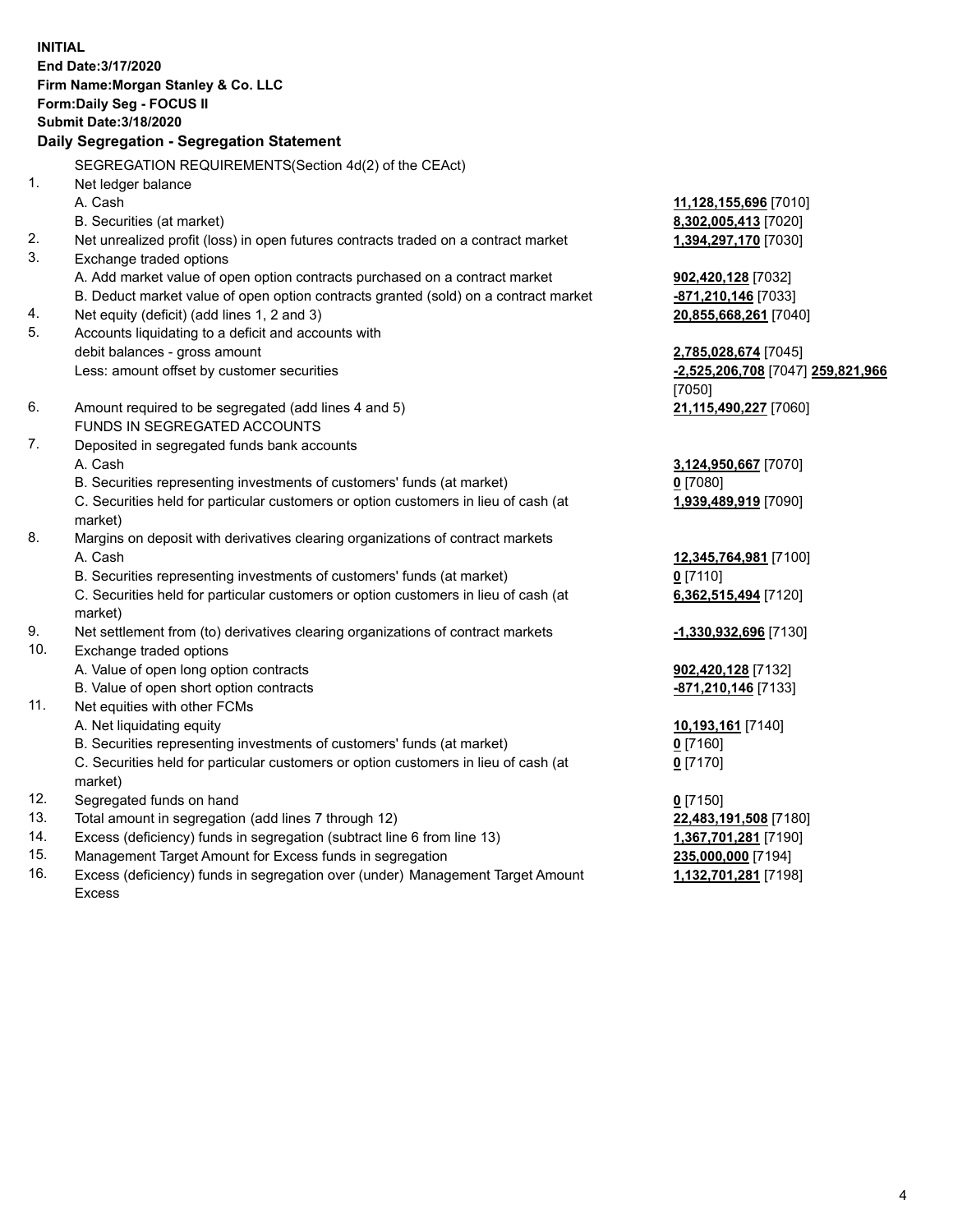**INITIAL**
**End Date:3/17/2020**
**Firm Name:Morgan Stanley & Co. LLC**
**Form:Daily Seg - FOCUS II**
**Submit Date:3/18/2020**

## Daily Segregation - Segregation Statement

| | | |
|---|---|---|
| | SEGREGATION REQUIREMENTS(Section 4d(2) of the CEAct) | |
| 1. | Net ledger balance | |
| | A. Cash | **11,128,155,696** [7010] |
| | B. Securities (at market) | **8,302,005,413** [7020] |
| 2. | Net unrealized profit (loss) in open futures contracts traded on a contract market | **1,394,297,170** [7030] |
| 3. | Exchange traded options | |
| | A. Add market value of open option contracts purchased on a contract market | **902,420,128** [7032] |
| | B. Deduct market value of open option contracts granted (sold) on a contract market | **-871,210,146** [7033] |
| 4. | Net equity (deficit) (add lines 1, 2 and 3) | **20,855,668,261** [7040] |
| 5. | Accounts liquidating to a deficit and accounts with debit balances - gross amount | **2,785,028,674** [7045] |
| | Less: amount offset by customer securities | **-2,525,206,708** [7047] **259,821,966** [7050] |
| 6. | Amount required to be segregated (add lines 4 and 5) | **21,115,490,227** [7060] |
| | FUNDS IN SEGREGATED ACCOUNTS | |
| 7. | Deposited in segregated funds bank accounts | |
| | A. Cash | **3,124,950,667** [7070] |
| | B. Securities representing investments of customers' funds (at market) | **0** [7080] |
| | C. Securities held for particular customers or option customers in lieu of cash (at market) | **1,939,489,919** [7090] |
| 8. | Margins on deposit with derivatives clearing organizations of contract markets | |
| | A. Cash | **12,345,764,981** [7100] |
| | B. Securities representing investments of customers' funds (at market) | **0** [7110] |
| | C. Securities held for particular customers or option customers in lieu of cash (at market) | **6,362,515,494** [7120] |
| 9. | Net settlement from (to) derivatives clearing organizations of contract markets | **-1,330,932,696** [7130] |
| 10. | Exchange traded options | |
| | A. Value of open long option contracts | **902,420,128** [7132] |
| | B. Value of open short option contracts | **-871,210,146** [7133] |
| 11. | Net equities with other FCMs | |
| | A. Net liquidating equity | **10,193,161** [7140] |
| | B. Securities representing investments of customers' funds (at market) | **0** [7160] |
| | C. Securities held for particular customers or option customers in lieu of cash (at market) | **0** [7170] |
| 12. | Segregated funds on hand | **0** [7150] |
| 13. | Total amount in segregation (add lines 7 through 12) | **22,483,191,508** [7180] |
| 14. | Excess (deficiency) funds in segregation (subtract line 6 from line 13) | **1,367,701,281** [7190] |
| 15. | Management Target Amount for Excess funds in segregation | **235,000,000** [7194] |
| 16. | Excess (deficiency) funds in segregation over (under) Management Target Amount Excess | **1,132,701,281** [7198] |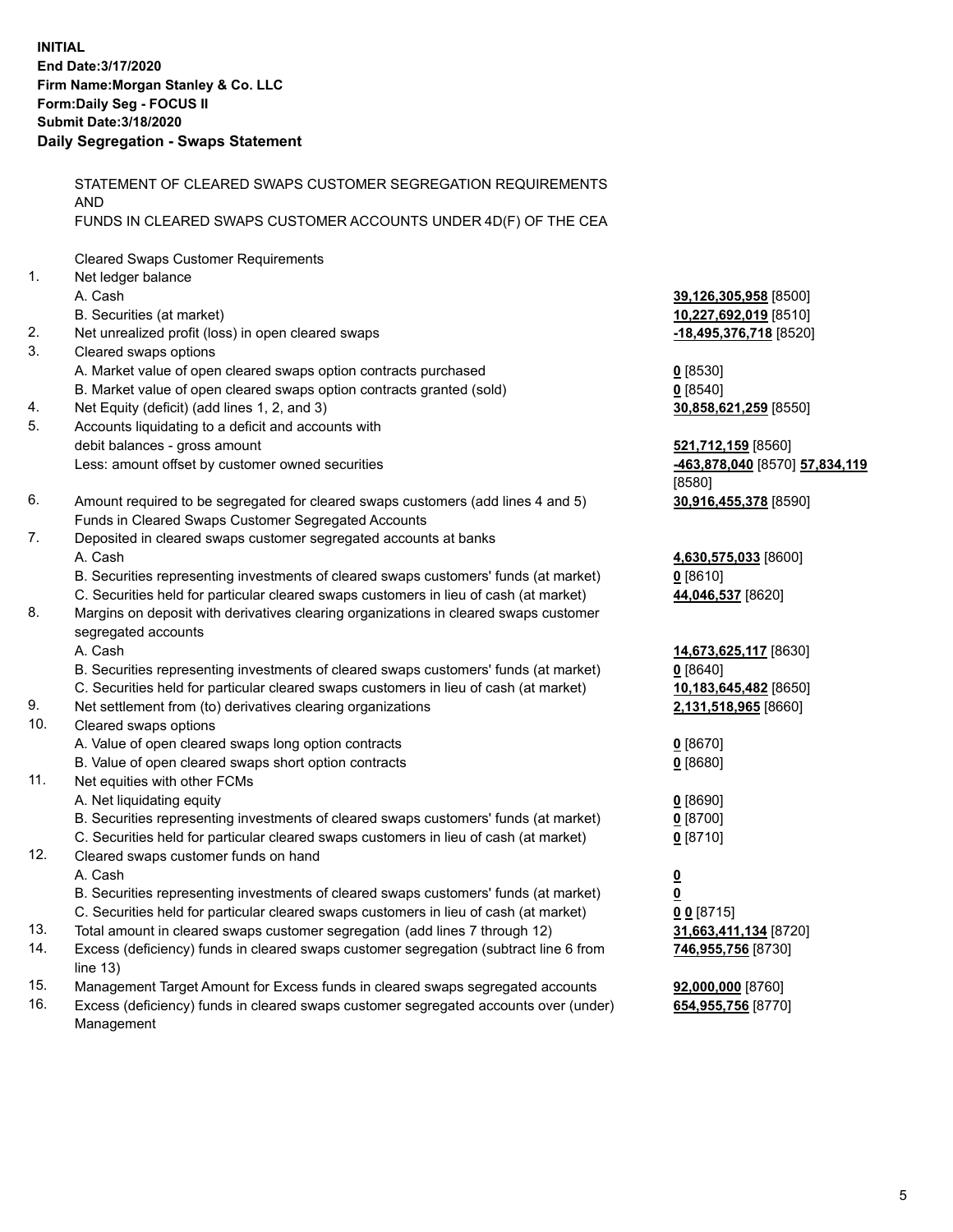**INITIAL**
**End Date:3/17/2020**
**Firm Name:Morgan Stanley & Co. LLC**
**Form:Daily Seg - FOCUS II**
**Submit Date:3/18/2020**
**Daily Segregation - Swaps Statement**

STATEMENT OF CLEARED SWAPS CUSTOMER SEGREGATION REQUIREMENTS AND FUNDS IN CLEARED SWAPS CUSTOMER ACCOUNTS UNDER 4D(F) OF THE CEA

| | | |
|---|---|---|
| | Cleared Swaps Customer Requirements | |
| 1. | Net ledger balance | |
| | A. Cash | **39,126,305,958** [8500] |
| | B. Securities (at market) | **10,227,692,019** [8510] |
| 2. | Net unrealized profit (loss) in open cleared swaps | **-18,495,376,718** [8520] |
| 3. | Cleared swaps options | |
| | A. Market value of open cleared swaps option contracts purchased | **0** [8530] |
| | B. Market value of open cleared swaps option contracts granted (sold) | **0** [8540] |
| 4. | Net Equity (deficit) (add lines 1, 2, and 3) | **30,858,621,259** [8550] |
| 5. | Accounts liquidating to a deficit and accounts with debit balances - gross amount | **521,712,159** [8560] |
| | Less: amount offset by customer owned securities | **-463,878,040** [8570] **57,834,119** [8580] |
| 6. | Amount required to be segregated for cleared swaps customers (add lines 4 and 5) | **30,916,455,378** [8590] |
| | Funds in Cleared Swaps Customer Segregated Accounts | |
| 7. | Deposited in cleared swaps customer segregated accounts at banks | |
| | A. Cash | **4,630,575,033** [8600] |
| | B. Securities representing investments of cleared swaps customers' funds (at market) | **0** [8610] |
| | C. Securities held for particular cleared swaps customers in lieu of cash (at market) | **44,046,537** [8620] |
| 8. | Margins on deposit with derivatives clearing organizations in cleared swaps customer segregated accounts | |
| | A. Cash | **14,673,625,117** [8630] |
| | B. Securities representing investments of cleared swaps customers' funds (at market) | **0** [8640] |
| | C. Securities held for particular cleared swaps customers in lieu of cash (at market) | **10,183,645,482** [8650] |
| 9. | Net settlement from (to) derivatives clearing organizations | **2,131,518,965** [8660] |
| 10. | Cleared swaps options | |
| | A. Value of open cleared swaps long option contracts | **0** [8670] |
| | B. Value of open cleared swaps short option contracts | **0** [8680] |
| 11. | Net equities with other FCMs | |
| | A. Net liquidating equity | **0** [8690] |
| | B. Securities representing investments of cleared swaps customers' funds (at market) | **0** [8700] |
| | C. Securities held for particular cleared swaps customers in lieu of cash (at market) | **0** [8710] |
| 12. | Cleared swaps customer funds on hand | |
| | A. Cash | **0** |
| | B. Securities representing investments of cleared swaps customers' funds (at market) | **0** |
| | C. Securities held for particular cleared swaps customers in lieu of cash (at market) | **0** **0** [8715] |
| 13. | Total amount in cleared swaps customer segregation (add lines 7 through 12) | **31,663,411,134** [8720] |
| 14. | Excess (deficiency) funds in cleared swaps customer segregation (subtract line 6 from line 13) | **746,955,756** [8730] |
| 15. | Management Target Amount for Excess funds in cleared swaps segregated accounts | **92,000,000** [8760] |
| 16. | Excess (deficiency) funds in cleared swaps customer segregated accounts over (under) Management | **654,955,756** [8770] |